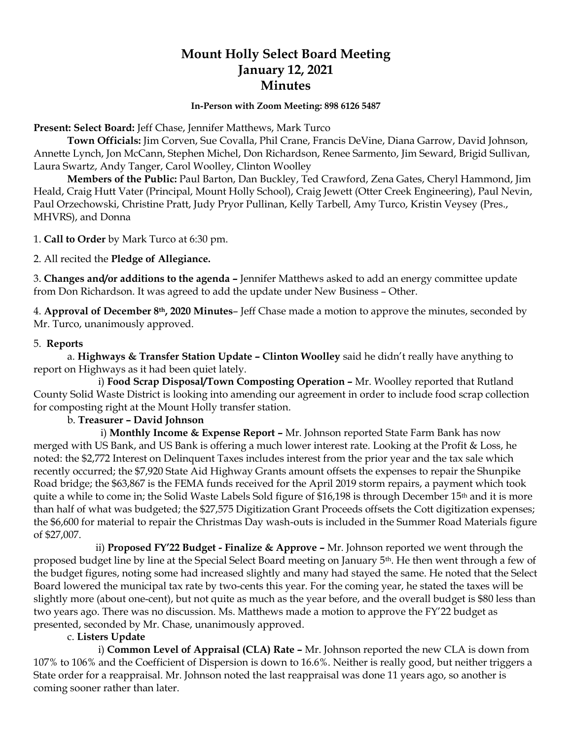# Mount Holly Select Board Meeting
# January 12, 2021
# Minutes

**In-Person with Zoom Meeting: 898 6126 5487**

**Present: Select Board:** Jeff Chase, Jennifer Matthews, Mark Turco

**Town Officials:** Jim Corven, Sue Covalla, Phil Crane, Francis DeVine, Diana Garrow, David Johnson, Annette Lynch, Jon McCann, Stephen Michel, Don Richardson, Renee Sarmento, Jim Seward, Brigid Sullivan, Laura Swartz, Andy Tanger, Carol Woolley, Clinton Woolley

**Members of the Public:** Paul Barton, Dan Buckley, Ted Crawford, Zena Gates, Cheryl Hammond, Jim Heald, Craig Hutt Vater (Principal, Mount Holly School), Craig Jewett (Otter Creek Engineering), Paul Nevin, Paul Orzechowski, Christine Pratt, Judy Pryor Pullinan, Kelly Tarbell, Amy Turco, Kristin Veysey (Pres., MHVRS), and Donna

1. **Call to Order** by Mark Turco at 6:30 pm.

2. All recited the **Pledge of Allegiance.**

3. **Changes and/or additions to the agenda –** Jennifer Matthews asked to add an energy committee update from Don Richardson. It was agreed to add the update under New Business – Other.

4. **Approval of December 8th, 2020 Minutes**– Jeff Chase made a motion to approve the minutes, seconded by Mr. Turco, unanimously approved.

5. **Reports**

a. **Highways & Transfer Station Update – Clinton Woolley** said he didn't really have anything to report on Highways as it had been quiet lately.

i) **Food Scrap Disposal/Town Composting Operation –** Mr. Woolley reported that Rutland County Solid Waste District is looking into amending our agreement in order to include food scrap collection for composting right at the Mount Holly transfer station.

b. **Treasurer – David Johnson**

i) **Monthly Income & Expense Report –** Mr. Johnson reported State Farm Bank has now merged with US Bank, and US Bank is offering a much lower interest rate. Looking at the Profit & Loss, he noted: the $2,772 Interest on Delinquent Taxes includes interest from the prior year and the tax sale which recently occurred; the $7,920 State Aid Highway Grants amount offsets the expenses to repair the Shunpike Road bridge; the $63,867 is the FEMA funds received for the April 2019 storm repairs, a payment which took quite a while to come in; the Solid Waste Labels Sold figure of $16,198 is through December 15th and it is more than half of what was budgeted; the $27,575 Digitization Grant Proceeds offsets the Cott digitization expenses; the $6,600 for material to repair the Christmas Day wash-outs is included in the Summer Road Materials figure of $27,007.

ii) **Proposed FY'22 Budget - Finalize & Approve –** Mr. Johnson reported we went through the proposed budget line by line at the Special Select Board meeting on January 5th. He then went through a few of the budget figures, noting some had increased slightly and many had stayed the same. He noted that the Select Board lowered the municipal tax rate by two-cents this year. For the coming year, he stated the taxes will be slightly more (about one-cent), but not quite as much as the year before, and the overall budget is $80 less than two years ago. There was no discussion. Ms. Matthews made a motion to approve the FY'22 budget as presented, seconded by Mr. Chase, unanimously approved.

c. **Listers Update**

i) **Common Level of Appraisal (CLA) Rate –** Mr. Johnson reported the new CLA is down from 107% to 106% and the Coefficient of Dispersion is down to 16.6%. Neither is really good, but neither triggers a State order for a reappraisal. Mr. Johnson noted the last reappraisal was done 11 years ago, so another is coming sooner rather than later.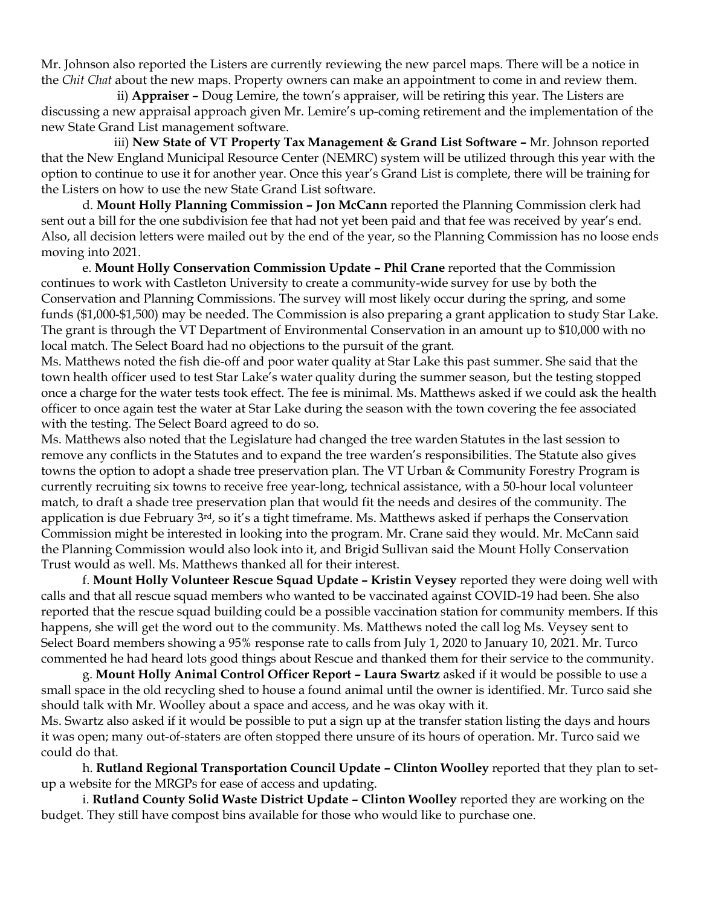Mr. Johnson also reported the Listers are currently reviewing the new parcel maps. There will be a notice in the *Chit Chat* about the new maps. Property owners can make an appointment to come in and review them.

ii) **Appraiser –** Doug Lemire, the town's appraiser, will be retiring this year. The Listers are discussing a new appraisal approach given Mr. Lemire's up-coming retirement and the implementation of the new State Grand List management software.

iii) **New State of VT Property Tax Management & Grand List Software –** Mr. Johnson reported that the New England Municipal Resource Center (NEMRC) system will be utilized through this year with the option to continue to use it for another year. Once this year's Grand List is complete, there will be training for the Listers on how to use the new State Grand List software.

d. **Mount Holly Planning Commission – Jon McCann** reported the Planning Commission clerk had sent out a bill for the one subdivision fee that had not yet been paid and that fee was received by year's end. Also, all decision letters were mailed out by the end of the year, so the Planning Commission has no loose ends moving into 2021.

e. **Mount Holly Conservation Commission Update – Phil Crane** reported that the Commission continues to work with Castleton University to create a community-wide survey for use by both the Conservation and Planning Commissions. The survey will most likely occur during the spring, and some funds ($1,000-$1,500) may be needed. The Commission is also preparing a grant application to study Star Lake. The grant is through the VT Department of Environmental Conservation in an amount up to $10,000 with no local match. The Select Board had no objections to the pursuit of the grant.

Ms. Matthews noted the fish die-off and poor water quality at Star Lake this past summer. She said that the town health officer used to test Star Lake's water quality during the summer season, but the testing stopped once a charge for the water tests took effect. The fee is minimal. Ms. Matthews asked if we could ask the health officer to once again test the water at Star Lake during the season with the town covering the fee associated with the testing. The Select Board agreed to do so.

Ms. Matthews also noted that the Legislature had changed the tree warden Statutes in the last session to remove any conflicts in the Statutes and to expand the tree warden's responsibilities. The Statute also gives towns the option to adopt a shade tree preservation plan. The VT Urban & Community Forestry Program is currently recruiting six towns to receive free year-long, technical assistance, with a 50-hour local volunteer match, to draft a shade tree preservation plan that would fit the needs and desires of the community. The application is due February 3rd, so it's a tight timeframe. Ms. Matthews asked if perhaps the Conservation Commission might be interested in looking into the program. Mr. Crane said they would. Mr. McCann said the Planning Commission would also look into it, and Brigid Sullivan said the Mount Holly Conservation Trust would as well. Ms. Matthews thanked all for their interest.

f. **Mount Holly Volunteer Rescue Squad Update – Kristin Veysey** reported they were doing well with calls and that all rescue squad members who wanted to be vaccinated against COVID-19 had been. She also reported that the rescue squad building could be a possible vaccination station for community members. If this happens, she will get the word out to the community. Ms. Matthews noted the call log Ms. Veysey sent to Select Board members showing a 95% response rate to calls from July 1, 2020 to January 10, 2021. Mr. Turco commented he had heard lots good things about Rescue and thanked them for their service to the community.

g. **Mount Holly Animal Control Officer Report – Laura Swartz** asked if it would be possible to use a small space in the old recycling shed to house a found animal until the owner is identified. Mr. Turco said she should talk with Mr. Woolley about a space and access, and he was okay with it.

Ms. Swartz also asked if it would be possible to put a sign up at the transfer station listing the days and hours it was open; many out-of-staters are often stopped there unsure of its hours of operation. Mr. Turco said we could do that.

h. **Rutland Regional Transportation Council Update – Clinton Woolley** reported that they plan to set-up a website for the MRGPs for ease of access and updating.

i. **Rutland County Solid Waste District Update – Clinton Woolley** reported they are working on the budget. They still have compost bins available for those who would like to purchase one.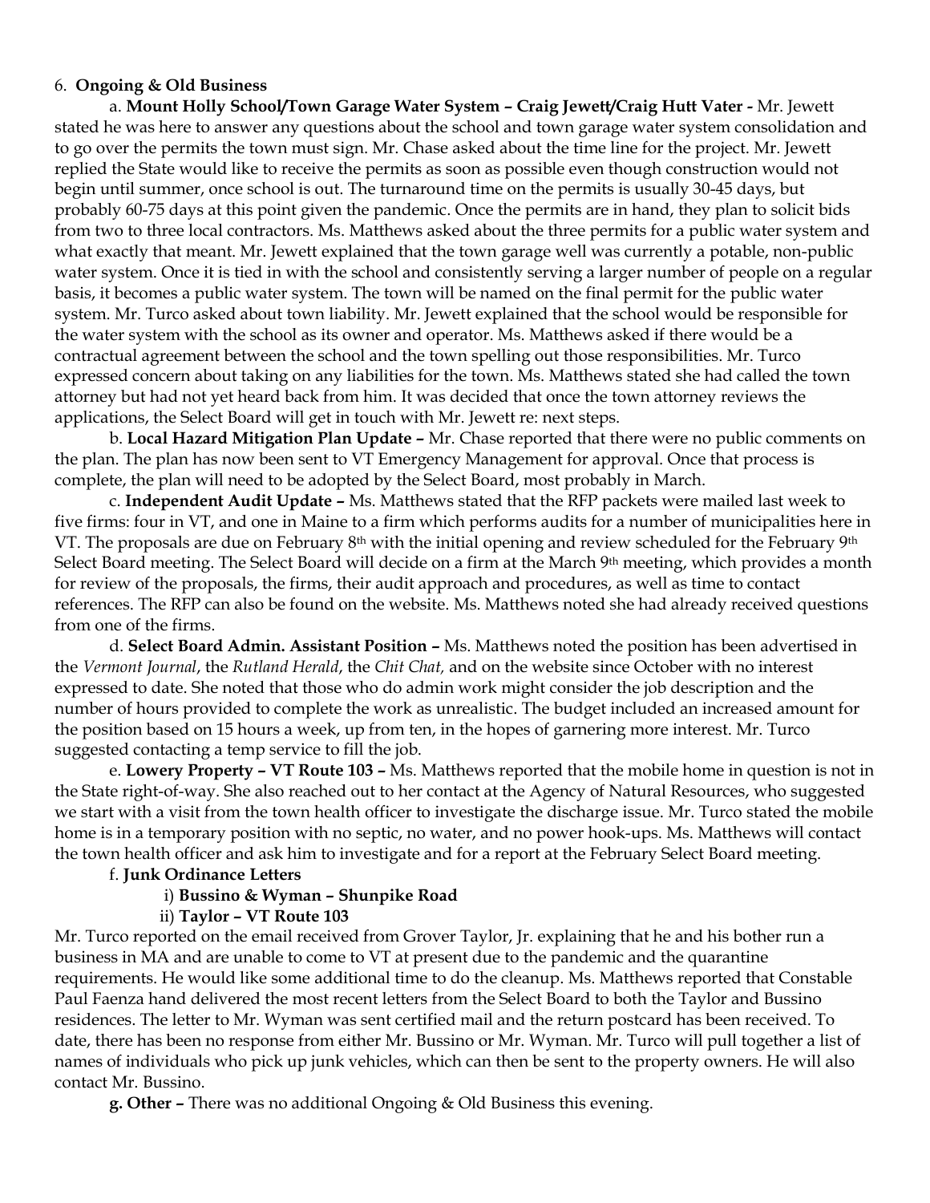6. **Ongoing & Old Business**

a. **Mount Holly School/Town Garage Water System – Craig Jewett/Craig Hutt Vater -** Mr. Jewett stated he was here to answer any questions about the school and town garage water system consolidation and to go over the permits the town must sign. Mr. Chase asked about the time line for the project. Mr. Jewett replied the State would like to receive the permits as soon as possible even though construction would not begin until summer, once school is out. The turnaround time on the permits is usually 30-45 days, but probably 60-75 days at this point given the pandemic. Once the permits are in hand, they plan to solicit bids from two to three local contractors. Ms. Matthews asked about the three permits for a public water system and what exactly that meant. Mr. Jewett explained that the town garage well was currently a potable, non-public water system. Once it is tied in with the school and consistently serving a larger number of people on a regular basis, it becomes a public water system. The town will be named on the final permit for the public water system. Mr. Turco asked about town liability. Mr. Jewett explained that the school would be responsible for the water system with the school as its owner and operator. Ms. Matthews asked if there would be a contractual agreement between the school and the town spelling out those responsibilities. Mr. Turco expressed concern about taking on any liabilities for the town. Ms. Matthews stated she had called the town attorney but had not yet heard back from him. It was decided that once the town attorney reviews the applications, the Select Board will get in touch with Mr. Jewett re: next steps.

b. **Local Hazard Mitigation Plan Update –** Mr. Chase reported that there were no public comments on the plan. The plan has now been sent to VT Emergency Management for approval. Once that process is complete, the plan will need to be adopted by the Select Board, most probably in March.

c. **Independent Audit Update –** Ms. Matthews stated that the RFP packets were mailed last week to five firms: four in VT, and one in Maine to a firm which performs audits for a number of municipalities here in VT. The proposals are due on February 8th with the initial opening and review scheduled for the February 9th Select Board meeting. The Select Board will decide on a firm at the March 9th meeting, which provides a month for review of the proposals, the firms, their audit approach and procedures, as well as time to contact references. The RFP can also be found on the website. Ms. Matthews noted she had already received questions from one of the firms.

d. **Select Board Admin. Assistant Position –** Ms. Matthews noted the position has been advertised in the *Vermont Journal*, the *Rutland Herald*, the *Chit Chat,* and on the website since October with no interest expressed to date. She noted that those who do admin work might consider the job description and the number of hours provided to complete the work as unrealistic. The budget included an increased amount for the position based on 15 hours a week, up from ten, in the hopes of garnering more interest. Mr. Turco suggested contacting a temp service to fill the job.

e. **Lowery Property – VT Route 103 –** Ms. Matthews reported that the mobile home in question is not in the State right-of-way. She also reached out to her contact at the Agency of Natural Resources, who suggested we start with a visit from the town health officer to investigate the discharge issue. Mr. Turco stated the mobile home is in a temporary position with no septic, no water, and no power hook-ups. Ms. Matthews will contact the town health officer and ask him to investigate and for a report at the February Select Board meeting.

f. **Junk Ordinance Letters**

i) **Bussino & Wyman – Shunpike Road**

ii) **Taylor – VT Route 103**

Mr. Turco reported on the email received from Grover Taylor, Jr. explaining that he and his bother run a business in MA and are unable to come to VT at present due to the pandemic and the quarantine requirements. He would like some additional time to do the cleanup. Ms. Matthews reported that Constable Paul Faenza hand delivered the most recent letters from the Select Board to both the Taylor and Bussino residences. The letter to Mr. Wyman was sent certified mail and the return postcard has been received. To date, there has been no response from either Mr. Bussino or Mr. Wyman. Mr. Turco will pull together a list of names of individuals who pick up junk vehicles, which can then be sent to the property owners. He will also contact Mr. Bussino.

**g. Other –** There was no additional Ongoing & Old Business this evening.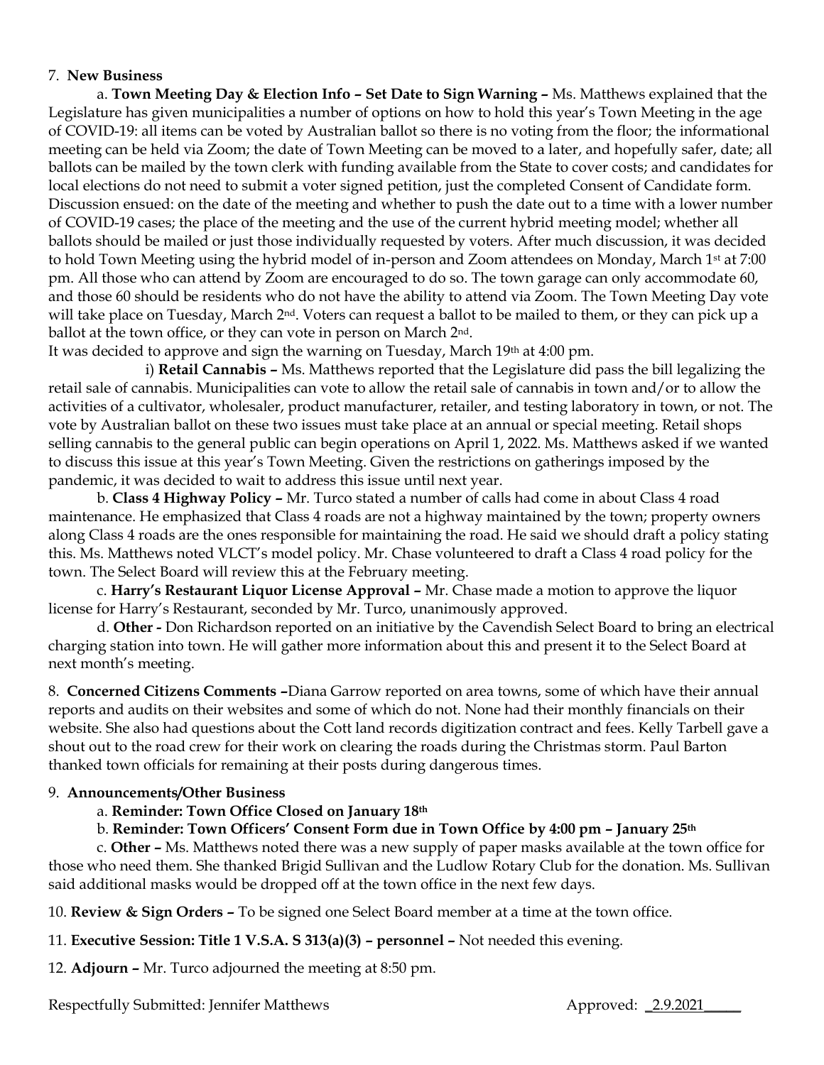7. **New Business**

a. **Town Meeting Day & Election Info – Set Date to Sign Warning –** Ms. Matthews explained that the Legislature has given municipalities a number of options on how to hold this year's Town Meeting in the age of COVID-19: all items can be voted by Australian ballot so there is no voting from the floor; the informational meeting can be held via Zoom; the date of Town Meeting can be moved to a later, and hopefully safer, date; all ballots can be mailed by the town clerk with funding available from the State to cover costs; and candidates for local elections do not need to submit a voter signed petition, just the completed Consent of Candidate form. Discussion ensued: on the date of the meeting and whether to push the date out to a time with a lower number of COVID-19 cases; the place of the meeting and the use of the current hybrid meeting model; whether all ballots should be mailed or just those individually requested by voters. After much discussion, it was decided to hold Town Meeting using the hybrid model of in-person and Zoom attendees on Monday, March 1st at 7:00 pm. All those who can attend by Zoom are encouraged to do so. The town garage can only accommodate 60, and those 60 should be residents who do not have the ability to attend via Zoom. The Town Meeting Day vote will take place on Tuesday, March 2nd. Voters can request a ballot to be mailed to them, or they can pick up a ballot at the town office, or they can vote in person on March 2nd.

It was decided to approve and sign the warning on Tuesday, March 19th at 4:00 pm.

i) **Retail Cannabis –** Ms. Matthews reported that the Legislature did pass the bill legalizing the retail sale of cannabis. Municipalities can vote to allow the retail sale of cannabis in town and/or to allow the activities of a cultivator, wholesaler, product manufacturer, retailer, and testing laboratory in town, or not. The vote by Australian ballot on these two issues must take place at an annual or special meeting. Retail shops selling cannabis to the general public can begin operations on April 1, 2022. Ms. Matthews asked if we wanted to discuss this issue at this year's Town Meeting. Given the restrictions on gatherings imposed by the pandemic, it was decided to wait to address this issue until next year.

b. **Class 4 Highway Policy –** Mr. Turco stated a number of calls had come in about Class 4 road maintenance. He emphasized that Class 4 roads are not a highway maintained by the town; property owners along Class 4 roads are the ones responsible for maintaining the road. He said we should draft a policy stating this. Ms. Matthews noted VLCT's model policy. Mr. Chase volunteered to draft a Class 4 road policy for the town. The Select Board will review this at the February meeting.

c. **Harry's Restaurant Liquor License Approval –** Mr. Chase made a motion to approve the liquor license for Harry's Restaurant, seconded by Mr. Turco, unanimously approved.

d. **Other -** Don Richardson reported on an initiative by the Cavendish Select Board to bring an electrical charging station into town. He will gather more information about this and present it to the Select Board at next month's meeting.

8. **Concerned Citizens Comments –**Diana Garrow reported on area towns, some of which have their annual reports and audits on their websites and some of which do not. None had their monthly financials on their website. She also had questions about the Cott land records digitization contract and fees. Kelly Tarbell gave a shout out to the road crew for their work on clearing the roads during the Christmas storm. Paul Barton thanked town officials for remaining at their posts during dangerous times.

9. **Announcements/Other Business**

a. **Reminder: Town Office Closed on January 18th**

b. **Reminder: Town Officers' Consent Form due in Town Office by 4:00 pm – January 25th**

c. **Other –** Ms. Matthews noted there was a new supply of paper masks available at the town office for those who need them. She thanked Brigid Sullivan and the Ludlow Rotary Club for the donation. Ms. Sullivan said additional masks would be dropped off at the town office in the next few days.

10. **Review & Sign Orders –** To be signed one Select Board member at a time at the town office.

11. **Executive Session: Title 1 V.S.A. S 313(a)(3) – personnel –** Not needed this evening.

12. **Adjourn –** Mr. Turco adjourned the meeting at 8:50 pm.

Respectfully Submitted: Jennifer Matthews Approved: 2.9.2021